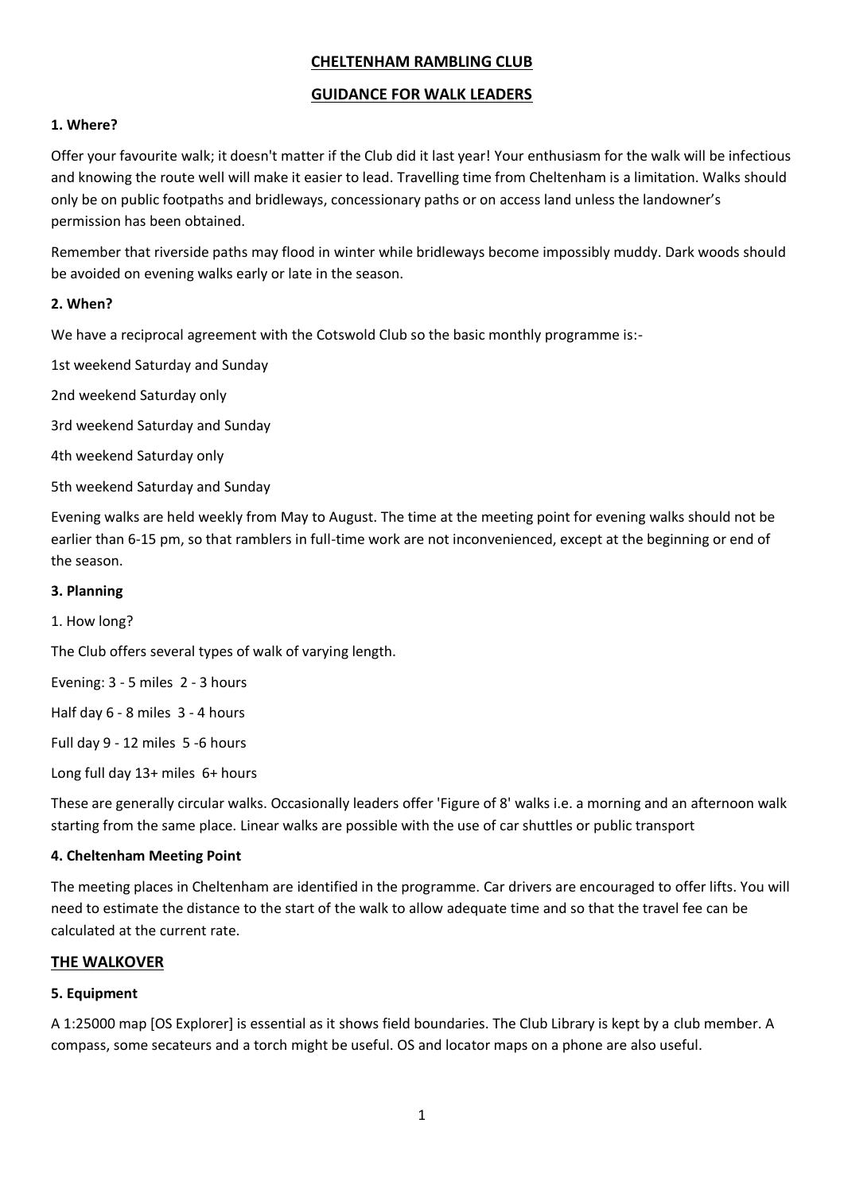# CHELTENHAM RAMBLING CLUB

## GUIDANCE FOR WALK LEADERS

### 1. Where?

Offer your favourite walk; it doesn't matter if the Club did it last year! Your enthusiasm for the walk will be infectious and knowing the route well will make it easier to lead. Travelling time from Cheltenham is a limitation. Walks should only be on public footpaths and bridleways, concessionary paths or on access land unless the landowner's permission has been obtained.

Remember that riverside paths may flood in winter while bridleways become impossibly muddy. Dark woods should be avoided on evening walks early or late in the season.

### 2. When?

We have a reciprocal agreement with the Cotswold Club so the basic monthly programme is:-

1st weekend Saturday and Sunday

2nd weekend Saturday only

3rd weekend Saturday and Sunday

4th weekend Saturday only

5th weekend Saturday and Sunday

Evening walks are held weekly from May to August. The time at the meeting point for evening walks should not be earlier than 6-15 pm, so that ramblers in full-time work are not inconvenienced, except at the beginning or end of the season.

### 3. Planning

1. How long?

The Club offers several types of walk of varying length.

Evening: 3 - 5 miles 2 - 3 hours

Half day 6 - 8 miles 3 - 4 hours

Full day 9 - 12 miles 5 -6 hours

Long full day 13+ miles 6+ hours

These are generally circular walks. Occasionally leaders offer 'Figure of 8' walks i.e. a morning and an afternoon walk starting from the same place. Linear walks are possible with the use of car shuttles or public transport

### 4. Cheltenham Meeting Point

The meeting places in Cheltenham are identified in the programme. Car drivers are encouraged to offer lifts. You will need to estimate the distance to the start of the walk to allow adequate time and so that the travel fee can be calculated at the current rate.

## THE WALKOVER

### 5. Equipment

A 1:25000 map [OS Explorer] is essential as it shows field boundaries. The Club Library is kept by a club member. A compass, some secateurs and a torch might be useful. OS and locator maps on a phone are also useful.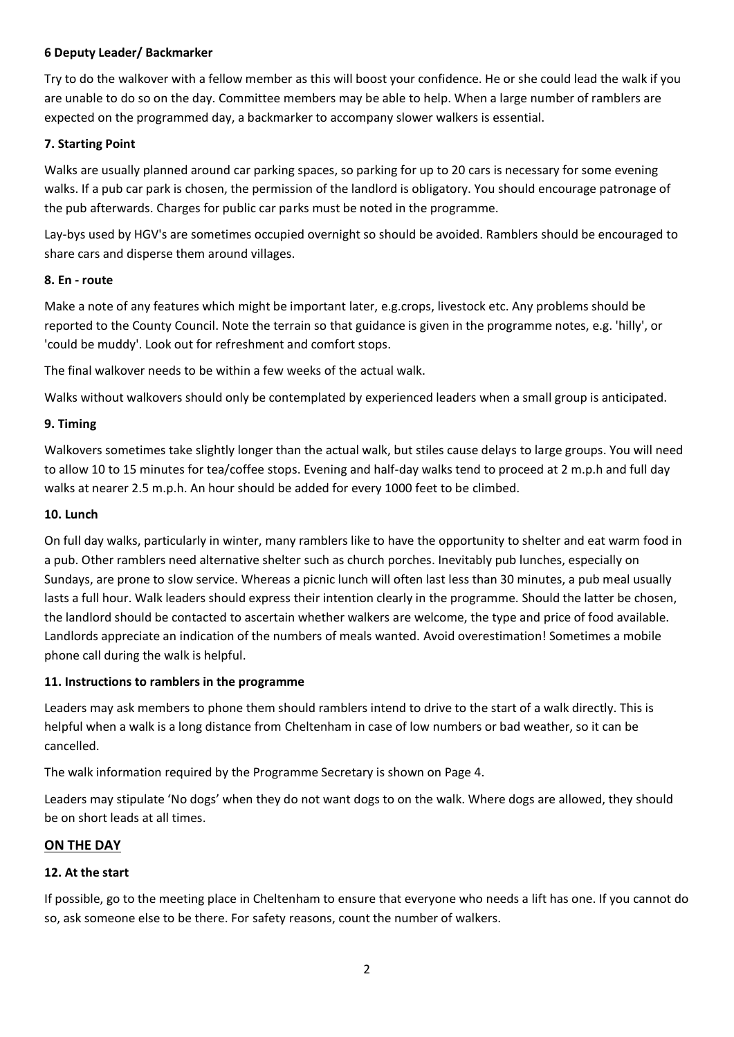### 6 Deputy Leader/ Backmarker

Try to do the walkover with a fellow member as this will boost your confidence. He or she could lead the walk if you are unable to do so on the day. Committee members may be able to help. When a large number of ramblers are expected on the programmed day, a backmarker to accompany slower walkers is essential.

### 7. Starting Point

Walks are usually planned around car parking spaces, so parking for up to 20 cars is necessary for some evening walks. If a pub car park is chosen, the permission of the landlord is obligatory. You should encourage patronage of the pub afterwards. Charges for public car parks must be noted in the programme.

Lay-bys used by HGV's are sometimes occupied overnight so should be avoided. Ramblers should be encouraged to share cars and disperse them around villages.

### 8. En - route

Make a note of any features which might be important later, e.g.crops, livestock etc. Any problems should be reported to the County Council. Note the terrain so that guidance is given in the programme notes, e.g. 'hilly', or 'could be muddy'. Look out for refreshment and comfort stops.

The final walkover needs to be within a few weeks of the actual walk.

Walks without walkovers should only be contemplated by experienced leaders when a small group is anticipated.

### 9. Timing

Walkovers sometimes take slightly longer than the actual walk, but stiles cause delays to large groups. You will need to allow 10 to 15 minutes for tea/coffee stops. Evening and half-day walks tend to proceed at 2 m.p.h and full day walks at nearer 2.5 m.p.h. An hour should be added for every 1000 feet to be climbed.

### 10. Lunch

On full day walks, particularly in winter, many ramblers like to have the opportunity to shelter and eat warm food in a pub. Other ramblers need alternative shelter such as church porches. Inevitably pub lunches, especially on Sundays, are prone to slow service. Whereas a picnic lunch will often last less than 30 minutes, a pub meal usually lasts a full hour. Walk leaders should express their intention clearly in the programme. Should the latter be chosen, the landlord should be contacted to ascertain whether walkers are welcome, the type and price of food available. Landlords appreciate an indication of the numbers of meals wanted. Avoid overestimation! Sometimes a mobile phone call during the walk is helpful.

### 11. Instructions to ramblers in the programme

Leaders may ask members to phone them should ramblers intend to drive to the start of a walk directly. This is helpful when a walk is a long distance from Cheltenham in case of low numbers or bad weather, so it can be cancelled.

The walk information required by the Programme Secretary is shown on Page 4.

Leaders may stipulate 'No dogs' when they do not want dogs to on the walk. Where dogs are allowed, they should be on short leads at all times.

## ON THE DAY

### 12. At the start

If possible, go to the meeting place in Cheltenham to ensure that everyone who needs a lift has one. If you cannot do so, ask someone else to be there. For safety reasons, count the number of walkers.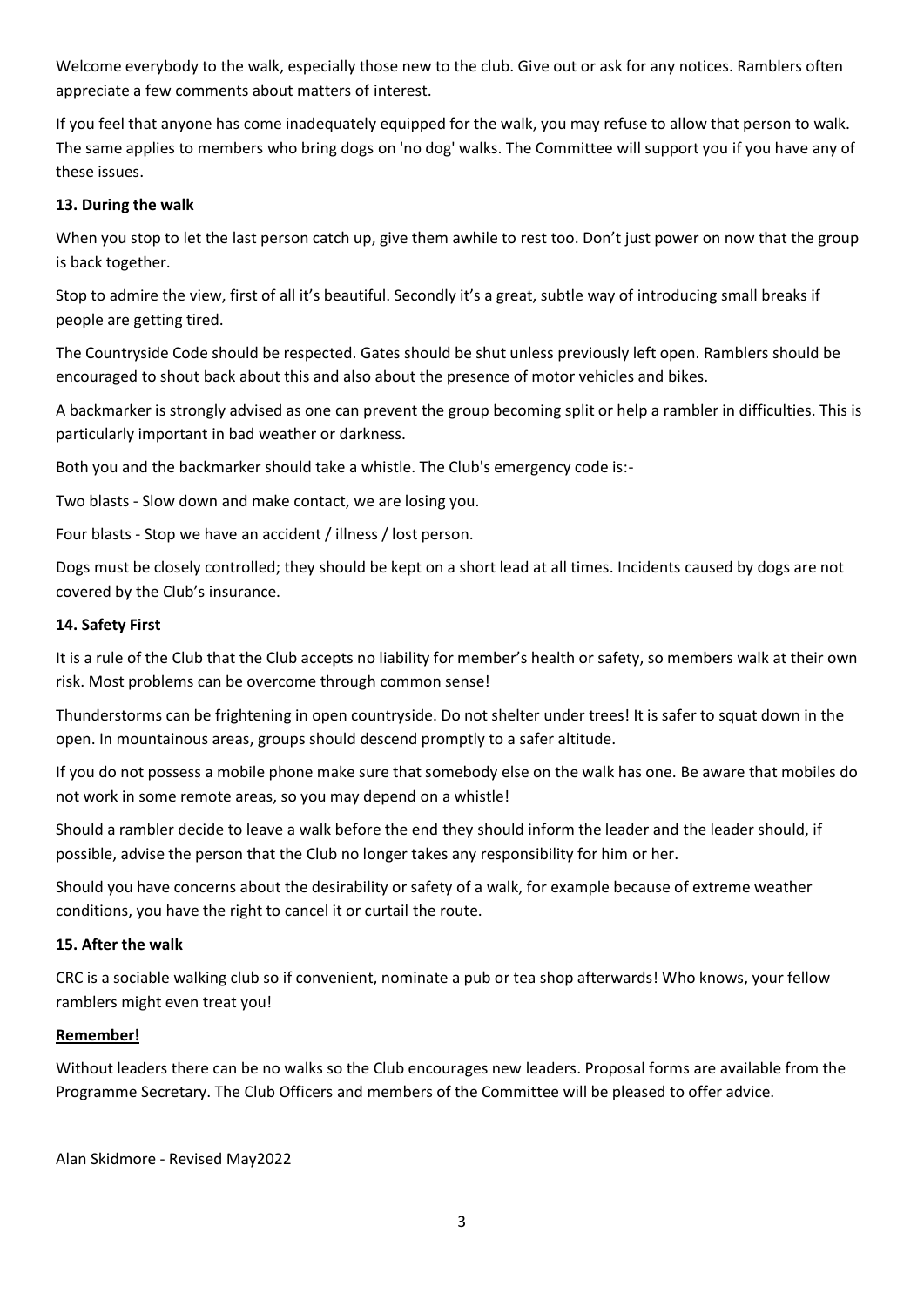Welcome everybody to the walk, especially those new to the club. Give out or ask for any notices. Ramblers often appreciate a few comments about matters of interest.

If you feel that anyone has come inadequately equipped for the walk, you may refuse to allow that person to walk. The same applies to members who bring dogs on 'no dog' walks. The Committee will support you if you have any of these issues.

**13. During the walk**

When you stop to let the last person catch up, give them awhile to rest too. Don't just power on now that the group is back together.

Stop to admire the view, first of all it's beautiful. Secondly it's a great, subtle way of introducing small breaks if people are getting tired.

The Countryside Code should be respected. Gates should be shut unless previously left open. Ramblers should be encouraged to shout back about this and also about the presence of motor vehicles and bikes.

A backmarker is strongly advised as one can prevent the group becoming split or help a rambler in difficulties. This is particularly important in bad weather or darkness.

Both you and the backmarker should take a whistle. The Club's emergency code is:-

Two blasts - Slow down and make contact, we are losing you.

Four blasts - Stop we have an accident / illness / lost person.

Dogs must be closely controlled; they should be kept on a short lead at all times. Incidents caused by dogs are not covered by the Club's insurance.

**14. Safety First**

It is a rule of the Club that the Club accepts no liability for member's health or safety, so members walk at their own risk. Most problems can be overcome through common sense!

Thunderstorms can be frightening in open countryside. Do not shelter under trees! It is safer to squat down in the open. In mountainous areas, groups should descend promptly to a safer altitude.

If you do not possess a mobile phone make sure that somebody else on the walk has one. Be aware that mobiles do not work in some remote areas, so you may depend on a whistle!

Should a rambler decide to leave a walk before the end they should inform the leader and the leader should, if possible, advise the person that the Club no longer takes any responsibility for him or her.

Should you have concerns about the desirability or safety of a walk, for example because of extreme weather conditions, you have the right to cancel it or curtail the route.

**15. After the walk**

CRC is a sociable walking club so if convenient, nominate a pub or tea shop afterwards! Who knows, your fellow ramblers might even treat you!

**Remember!**

Without leaders there can be no walks so the Club encourages new leaders. Proposal forms are available from the Programme Secretary. The Club Officers and members of the Committee will be pleased to offer advice.

Alan Skidmore - Revised May2022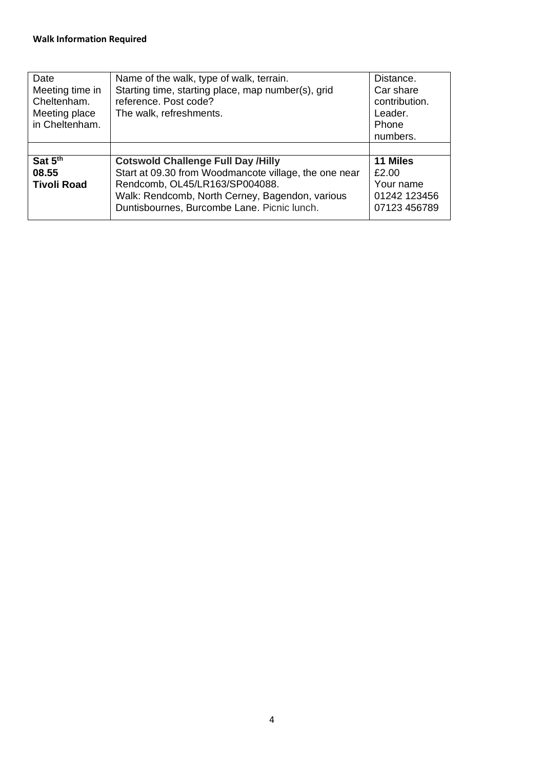**Walk Information Required**

| | | |
|---|---|---|
| Date<br>Meeting time in Cheltenham.<br>Meeting place in Cheltenham. | Name of the walk, type of walk, terrain.<br>Starting time, starting place, map number(s), grid reference. Post code?<br>The walk, refreshments. | Distance.<br>Car share contribution.<br>Leader.<br>Phone numbers. |
| | | |
| **Sat 5th**<br>**08.55**<br>**Tivoli Road** | **Cotswold Challenge Full Day /Hilly**<br>Start at 09.30 from Woodmancote village, the one near Rendcomb, OL45/LR163/SP004088.<br>Walk: Rendcomb, North Cerney, Bagendon, various Duntisbournes, Burcombe Lane. Picnic lunch. | **11 Miles**<br>£2.00<br>Your name<br>01242 123456<br>07123 456789 |